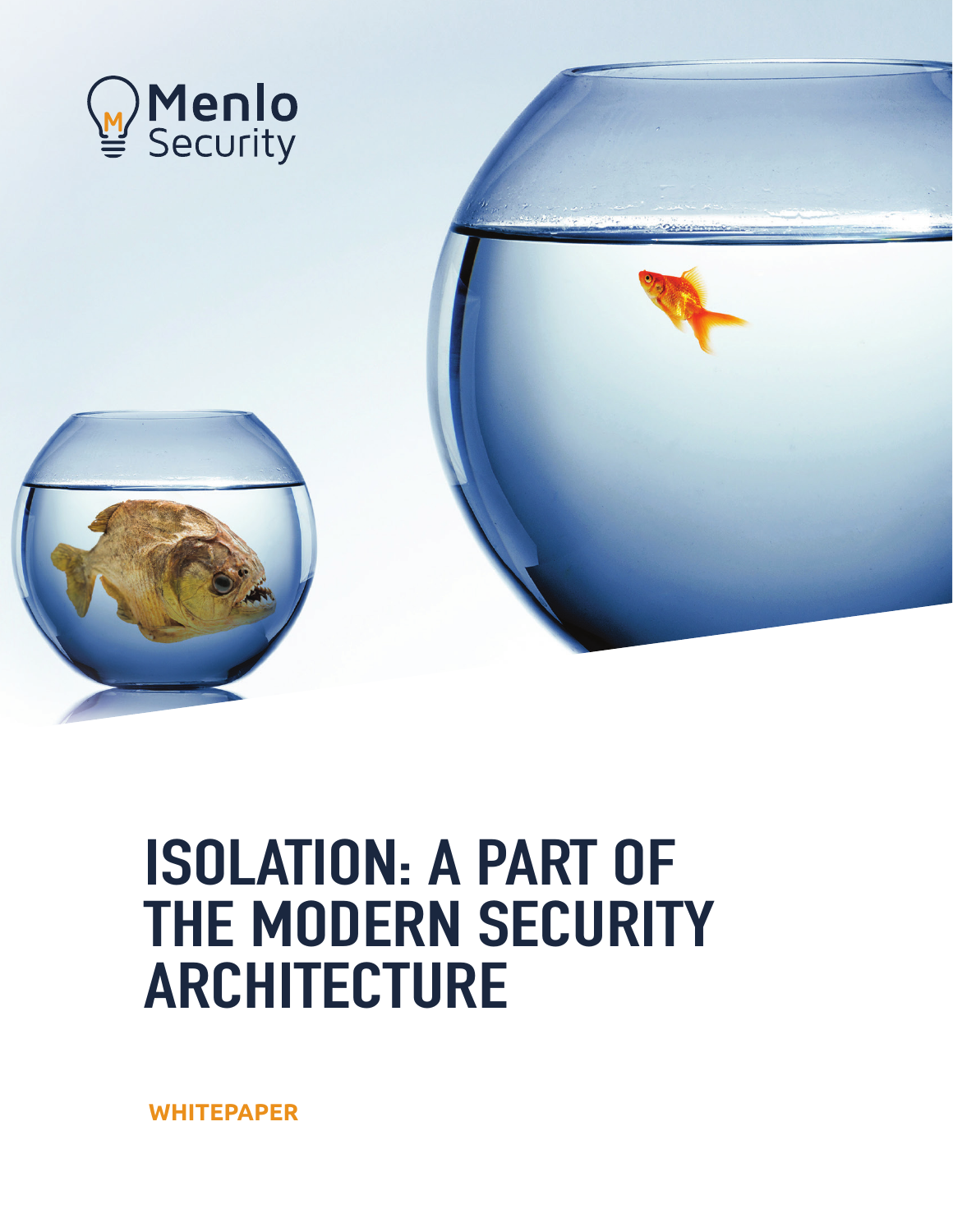Menlo Security

# ISOLATION: A PART OF THE MODERN SECURITY ARCHITECTURE

**WHITEPAPER**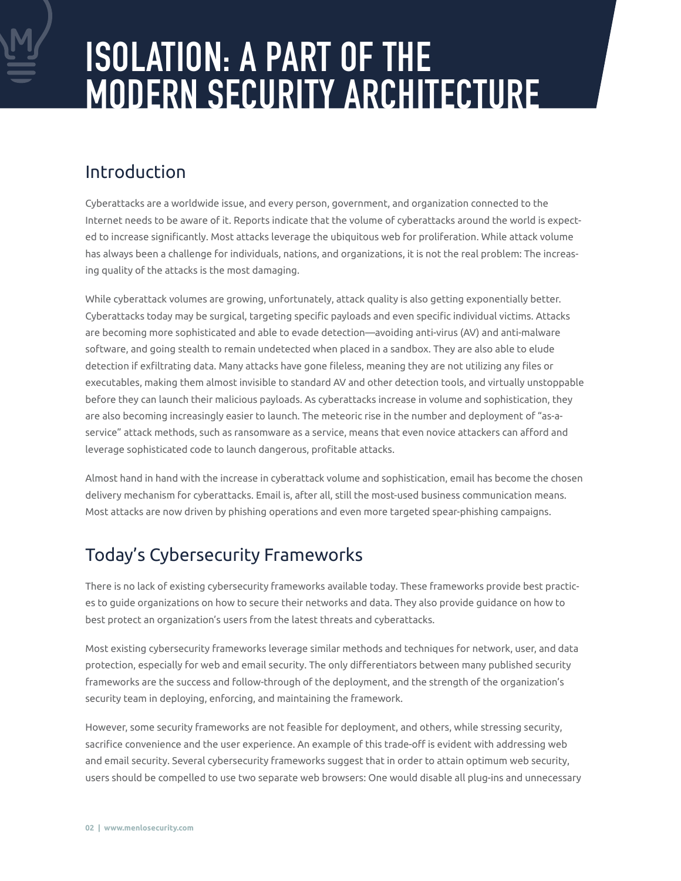# ISOLATION: A PART OF THE MODERN SECURITY ARCHITECTURE

## Introduction

Cyberattacks are a worldwide issue, and every person, government, and organization connected to the Internet needs to be aware of it. Reports indicate that the volume of cyberattacks around the world is expected to increase significantly. Most attacks leverage the ubiquitous web for proliferation. While attack volume has always been a challenge for individuals, nations, and organizations, it is not the real problem: The increasing quality of the attacks is the most damaging.

While cyberattack volumes are growing, unfortunately, attack quality is also getting exponentially better. Cyberattacks today may be surgical, targeting specific payloads and even specific individual victims. Attacks are becoming more sophisticated and able to evade detection—avoiding anti-virus (AV) and anti-malware software, and going stealth to remain undetected when placed in a sandbox. They are also able to elude detection if exfiltrating data. Many attacks have gone fileless, meaning they are not utilizing any files or executables, making them almost invisible to standard AV and other detection tools, and virtually unstoppable before they can launch their malicious payloads. As cyberattacks increase in volume and sophistication, they are also becoming increasingly easier to launch. The meteoric rise in the number and deployment of "as-a-service" attack methods, such as ransomware as a service, means that even novice attackers can afford and leverage sophisticated code to launch dangerous, profitable attacks.

Almost hand in hand with the increase in cyberattack volume and sophistication, email has become the chosen delivery mechanism for cyberattacks. Email is, after all, still the most-used business communication means. Most attacks are now driven by phishing operations and even more targeted spear-phishing campaigns.

## Today's Cybersecurity Frameworks

There is no lack of existing cybersecurity frameworks available today. These frameworks provide best practices to guide organizations on how to secure their networks and data. They also provide guidance on how to best protect an organization's users from the latest threats and cyberattacks.

Most existing cybersecurity frameworks leverage similar methods and techniques for network, user, and data protection, especially for web and email security. The only differentiators between many published security frameworks are the success and follow-through of the deployment, and the strength of the organization's security team in deploying, enforcing, and maintaining the framework.

However, some security frameworks are not feasible for deployment, and others, while stressing security, sacrifice convenience and the user experience. An example of this trade-off is evident with addressing web and email security. Several cybersecurity frameworks suggest that in order to attain optimum web security, users should be compelled to use two separate web browsers: One would disable all plug-ins and unnecessary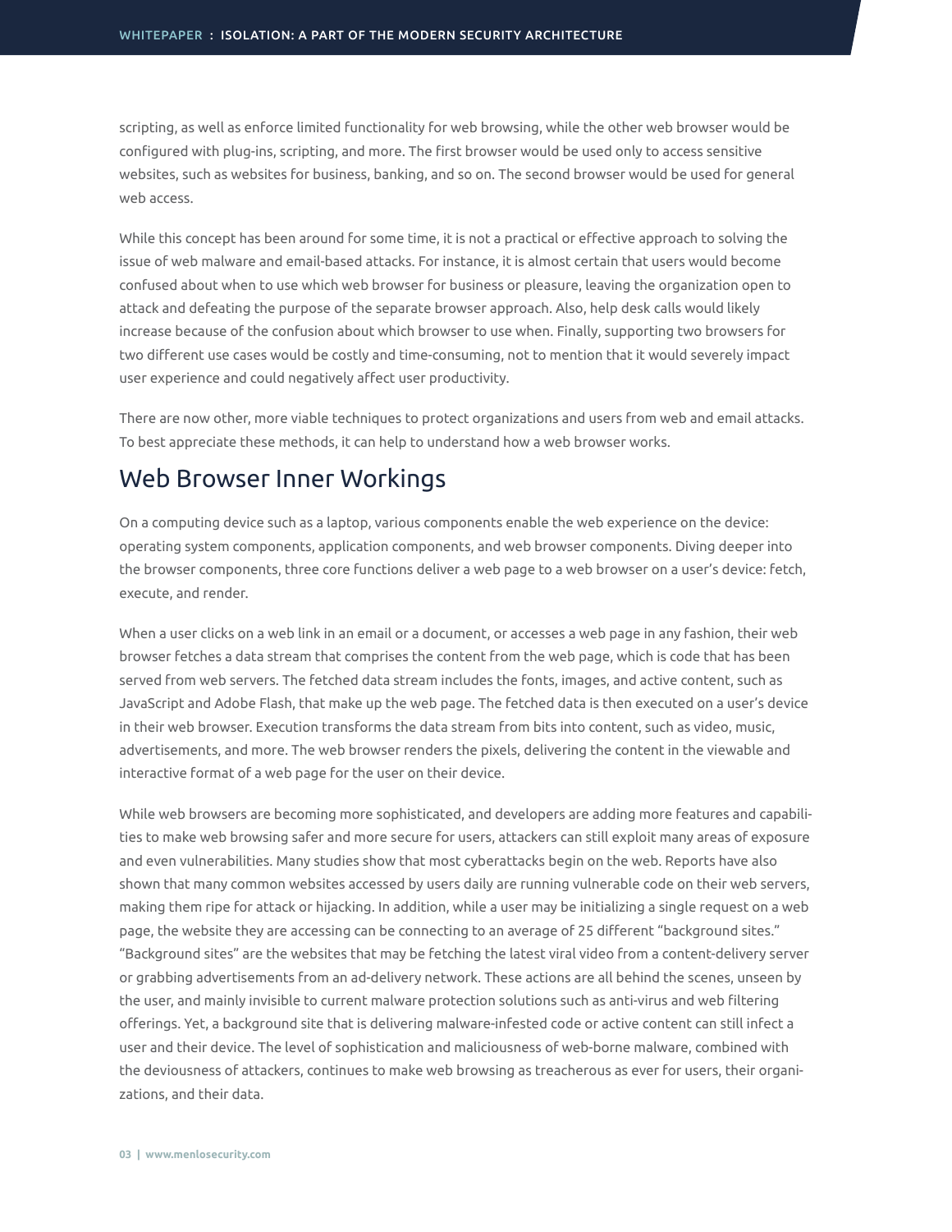scripting, as well as enforce limited functionality for web browsing, while the other web browser would be configured with plug-ins, scripting, and more. The first browser would be used only to access sensitive websites, such as websites for business, banking, and so on. The second browser would be used for general web access.

While this concept has been around for some time, it is not a practical or effective approach to solving the issue of web malware and email-based attacks. For instance, it is almost certain that users would become confused about when to use which web browser for business or pleasure, leaving the organization open to attack and defeating the purpose of the separate browser approach. Also, help desk calls would likely increase because of the confusion about which browser to use when. Finally, supporting two browsers for two different use cases would be costly and time-consuming, not to mention that it would severely impact user experience and could negatively affect user productivity.

There are now other, more viable techniques to protect organizations and users from web and email attacks. To best appreciate these methods, it can help to understand how a web browser works.

## Web Browser Inner Workings

On a computing device such as a laptop, various components enable the web experience on the device: operating system components, application components, and web browser components. Diving deeper into the browser components, three core functions deliver a web page to a web browser on a user's device: fetch, execute, and render.

When a user clicks on a web link in an email or a document, or accesses a web page in any fashion, their web browser fetches a data stream that comprises the content from the web page, which is code that has been served from web servers. The fetched data stream includes the fonts, images, and active content, such as JavaScript and Adobe Flash, that make up the web page. The fetched data is then executed on a user's device in their web browser. Execution transforms the data stream from bits into content, such as video, music, advertisements, and more. The web browser renders the pixels, delivering the content in the viewable and interactive format of a web page for the user on their device.

While web browsers are becoming more sophisticated, and developers are adding more features and capabilities to make web browsing safer and more secure for users, attackers can still exploit many areas of exposure and even vulnerabilities. Many studies show that most cyberattacks begin on the web. Reports have also shown that many common websites accessed by users daily are running vulnerable code on their web servers, making them ripe for attack or hijacking. In addition, while a user may be initializing a single request on a web page, the website they are accessing can be connecting to an average of 25 different "background sites." "Background sites" are the websites that may be fetching the latest viral video from a content-delivery server or grabbing advertisements from an ad-delivery network. These actions are all behind the scenes, unseen by the user, and mainly invisible to current malware protection solutions such as anti-virus and web filtering offerings. Yet, a background site that is delivering malware-infested code or active content can still infect a user and their device. The level of sophistication and maliciousness of web-borne malware, combined with the deviousness of attackers, continues to make web browsing as treacherous as ever for users, their organizations, and their data.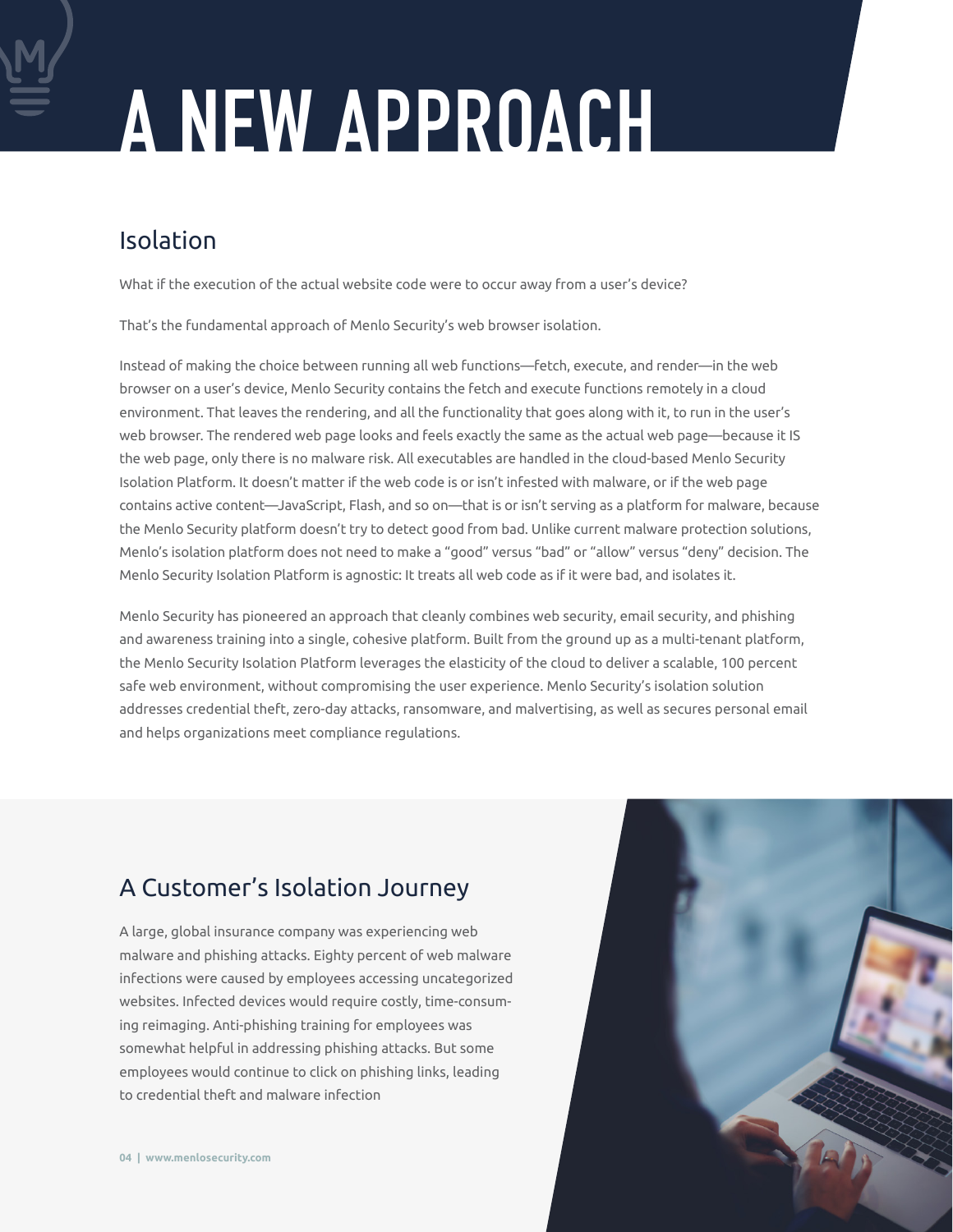# A NEW APPROACH

## Isolation

What if the execution of the actual website code were to occur away from a user's device?

That's the fundamental approach of Menlo Security's web browser isolation.

Instead of making the choice between running all web functions—fetch, execute, and render—in the web browser on a user's device, Menlo Security contains the fetch and execute functions remotely in a cloud environment. That leaves the rendering, and all the functionality that goes along with it, to run in the user's web browser. The rendered web page looks and feels exactly the same as the actual web page—because it IS the web page, only there is no malware risk. All executables are handled in the cloud-based Menlo Security Isolation Platform. It doesn't matter if the web code is or isn't infested with malware, or if the web page contains active content—JavaScript, Flash, and so on—that is or isn't serving as a platform for malware, because the Menlo Security platform doesn't try to detect good from bad. Unlike current malware protection solutions, Menlo's isolation platform does not need to make a "good" versus "bad" or "allow" versus "deny" decision. The Menlo Security Isolation Platform is agnostic: It treats all web code as if it were bad, and isolates it.

Menlo Security has pioneered an approach that cleanly combines web security, email security, and phishing and awareness training into a single, cohesive platform. Built from the ground up as a multi-tenant platform, the Menlo Security Isolation Platform leverages the elasticity of the cloud to deliver a scalable, 100 percent safe web environment, without compromising the user experience. Menlo Security's isolation solution addresses credential theft, zero-day attacks, ransomware, and malvertising, as well as secures personal email and helps organizations meet compliance regulations.

## A Customer's Isolation Journey

A large, global insurance company was experiencing web malware and phishing attacks. Eighty percent of web malware infections were caused by employees accessing uncategorized websites. Infected devices would require costly, time-consuming reimaging. Anti-phishing training for employees was somewhat helpful in addressing phishing attacks. But some employees would continue to click on phishing links, leading to credential theft and malware infection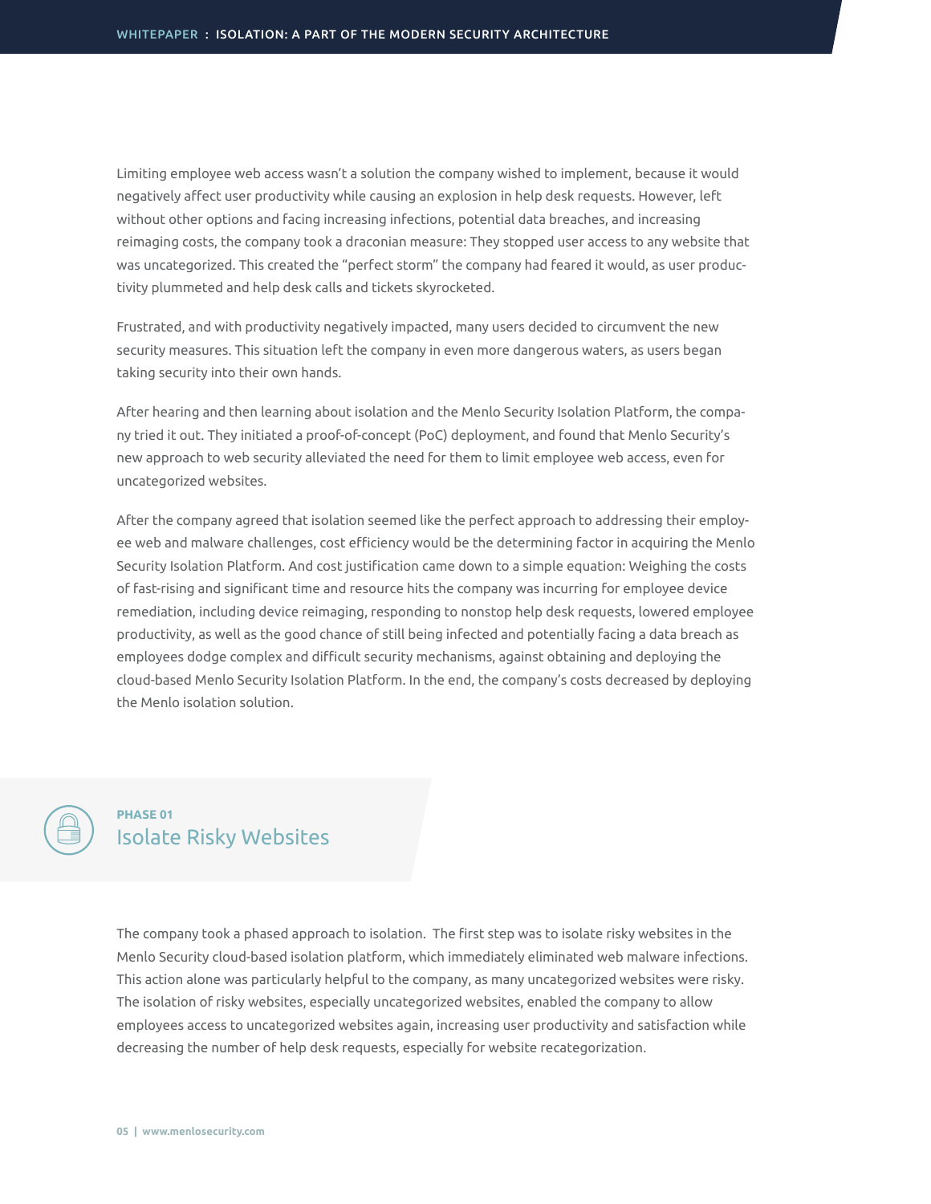Limiting employee web access wasn't a solution the company wished to implement, because it would negatively affect user productivity while causing an explosion in help desk requests. However, left without other options and facing increasing infections, potential data breaches, and increasing reimaging costs, the company took a draconian measure: They stopped user access to any website that was uncategorized. This created the "perfect storm" the company had feared it would, as user productivity plummeted and help desk calls and tickets skyrocketed.

Frustrated, and with productivity negatively impacted, many users decided to circumvent the new security measures. This situation left the company in even more dangerous waters, as users began taking security into their own hands.

After hearing and then learning about isolation and the Menlo Security Isolation Platform, the company tried it out. They initiated a proof-of-concept (PoC) deployment, and found that Menlo Security's new approach to web security alleviated the need for them to limit employee web access, even for uncategorized websites.

After the company agreed that isolation seemed like the perfect approach to addressing their employee web and malware challenges, cost efficiency would be the determining factor in acquiring the Menlo Security Isolation Platform. And cost justification came down to a simple equation: Weighing the costs of fast-rising and significant time and resource hits the company was incurring for employee device remediation, including device reimaging, responding to nonstop help desk requests, lowered employee productivity, as well as the good chance of still being infected and potentially facing a data breach as employees dodge complex and difficult security mechanisms, against obtaining and deploying the cloud-based Menlo Security Isolation Platform. In the end, the company's costs decreased by deploying the Menlo isolation solution.

**PHASE 01**

## Isolate Risky Websites

The company took a phased approach to isolation. The first step was to isolate risky websites in the Menlo Security cloud-based isolation platform, which immediately eliminated web malware infections. This action alone was particularly helpful to the company, as many uncategorized websites were risky. The isolation of risky websites, especially uncategorized websites, enabled the company to allow employees access to uncategorized websites again, increasing user productivity and satisfaction while decreasing the number of help desk requests, especially for website recategorization.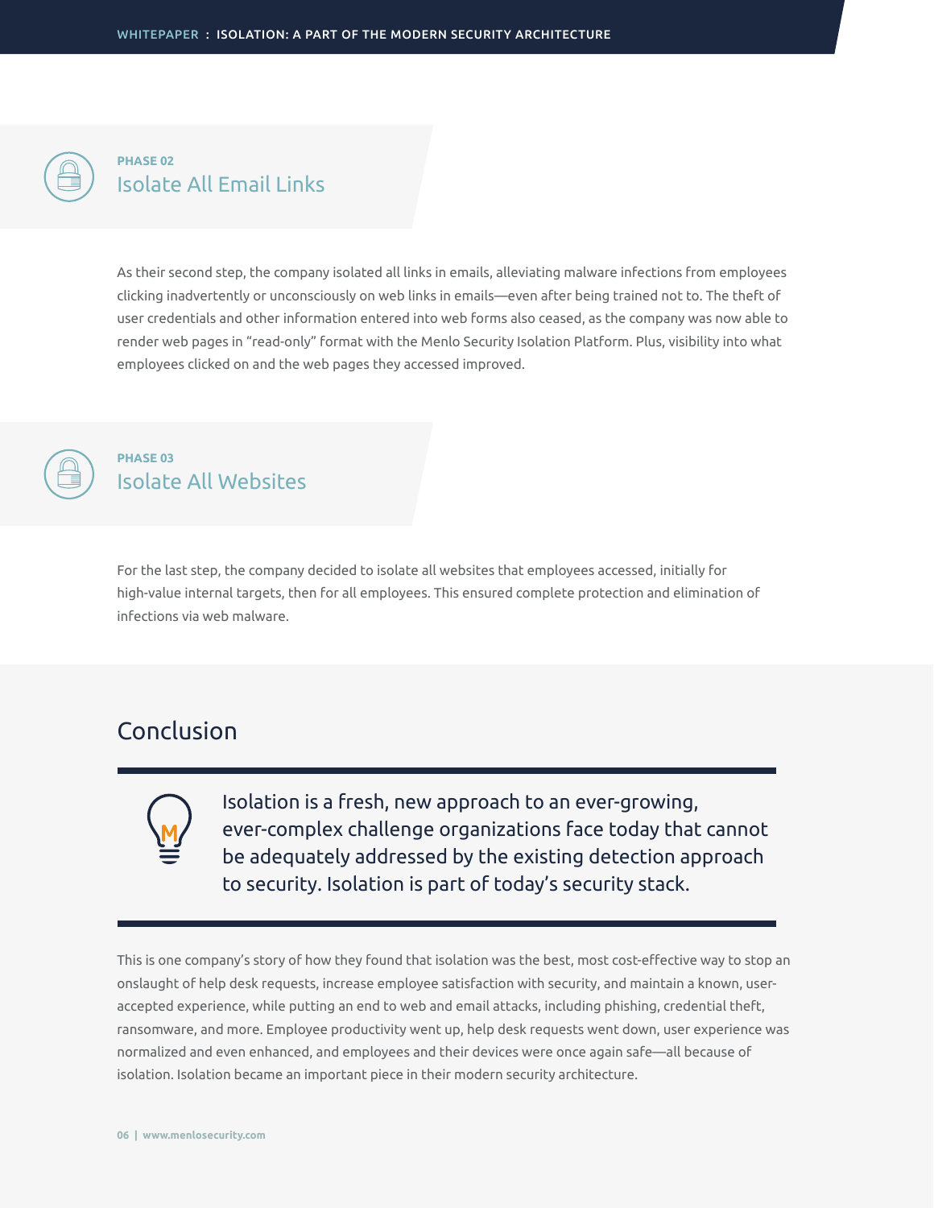## PHASE 02
### Isolate All Email Links

As their second step, the company isolated all links in emails, alleviating malware infections from employees clicking inadvertently or unconsciously on web links in emails—even after being trained not to. The theft of user credentials and other information entered into web forms also ceased, as the company was now able to render web pages in "read-only" format with the Menlo Security Isolation Platform. Plus, visibility into what employees clicked on and the web pages they accessed improved.

## PHASE 03
### Isolate All Websites

For the last step, the company decided to isolate all websites that employees accessed, initially for high-value internal targets, then for all employees. This ensured complete protection and elimination of infections via web malware.

# Conclusion

> Isolation is a fresh, new approach to an ever-growing, ever-complex challenge organizations face today that cannot be adequately addressed by the existing detection approach to security. Isolation is part of today's security stack.

This is one company's story of how they found that isolation was the best, most cost-effective way to stop an onslaught of help desk requests, increase employee satisfaction with security, and maintain a known, user-accepted experience, while putting an end to web and email attacks, including phishing, credential theft, ransomware, and more. Employee productivity went up, help desk requests went down, user experience was normalized and even enhanced, and employees and their devices were once again safe—all because of isolation. Isolation became an important piece in their modern security architecture.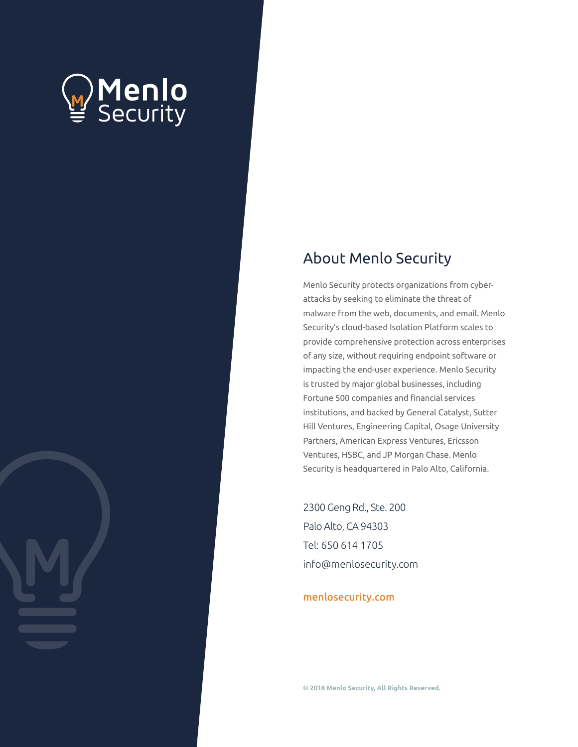Menlo Security

## About Menlo Security

Menlo Security protects organizations from cyber-attacks by seeking to eliminate the threat of malware from the web, documents, and email. Menlo Security's cloud-based Isolation Platform scales to provide comprehensive protection across enterprises of any size, without requiring endpoint software or impacting the end-user experience. Menlo Security is trusted by major global businesses, including Fortune 500 companies and financial services institutions, and backed by General Catalyst, Sutter Hill Ventures, Engineering Capital, Osage University Partners, American Express Ventures, Ericsson Ventures, HSBC, and JP Morgan Chase. Menlo Security is headquartered in Palo Alto, California.

2300 Geng Rd., Ste. 200
Palo Alto, CA 94303
Tel: 650 614 1705
info@menlosecurity.com

menlosecurity.com

© 2018 Menlo Security, All Rights Reserved.